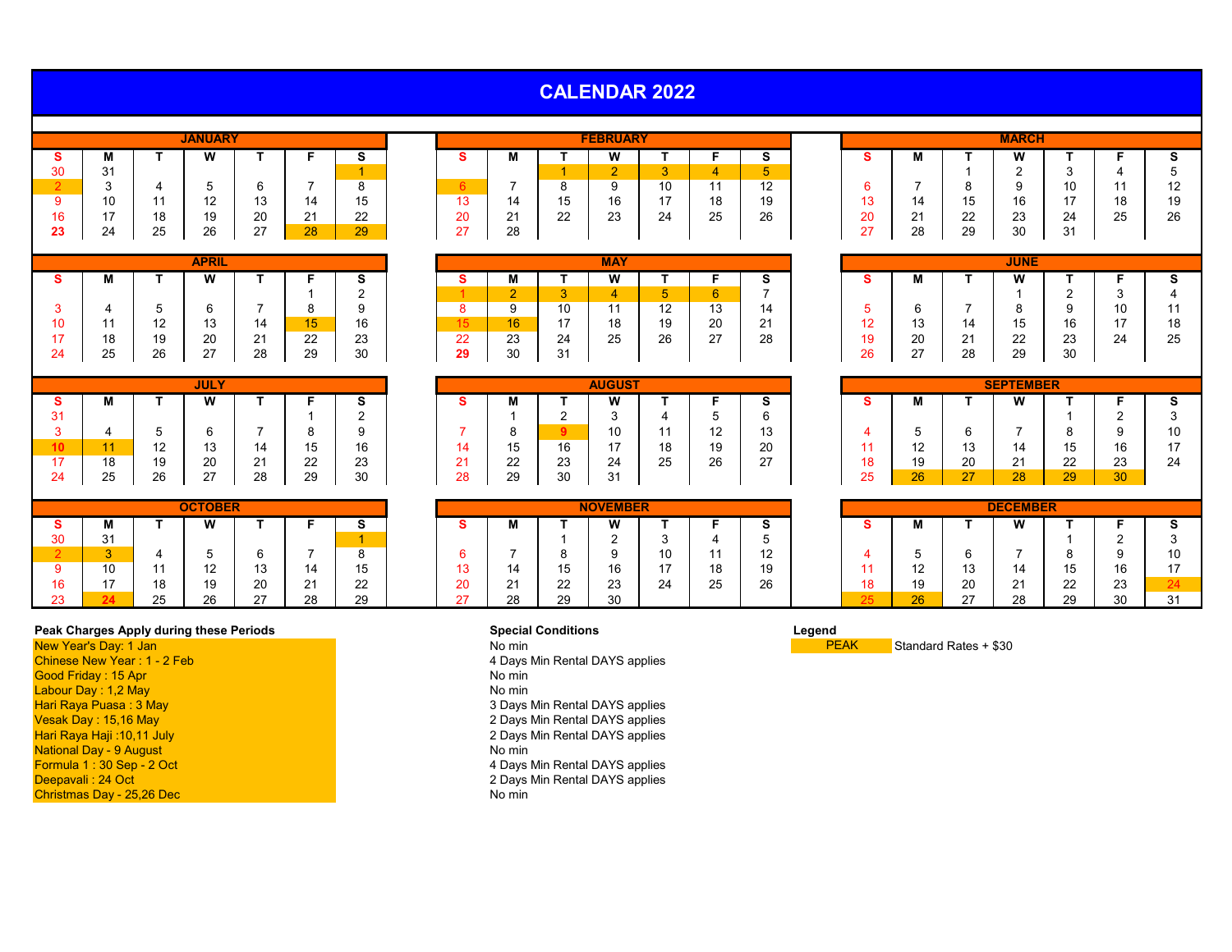# CALENDAR 2022

## JANUARY

| S | M | T | W | T | F | S |
|---|---|---|---|---|---|---|
| 30 | 31 | | | | | 1 |
| 2 | 3 | 4 | 5 | 6 | 7 | 8 |
| 9 | 10 | 11 | 12 | 13 | 14 | 15 |
| 16 | 17 | 18 | 19 | 20 | 21 | 22 |
| 23 | 24 | 25 | 26 | 27 | 28 | 29 |

## FEBRUARY

| S | M | T | W | T | F | S |
|---|---|---|---|---|---|---|
| | | 1 | 2 | 3 | 4 | 5 |
| 6 | 7 | 8 | 9 | 10 | 11 | 12 |
| 13 | 14 | 15 | 16 | 17 | 18 | 19 |
| 20 | 21 | 22 | 23 | 24 | 25 | 26 |
| 27 | 28 | | | | | |

## MARCH

| S | M | T | W | T | F | S |
|---|---|---|---|---|---|---|
| | | 1 | 2 | 3 | 4 | 5 |
| 6 | 7 | 8 | 9 | 10 | 11 | 12 |
| 13 | 14 | 15 | 16 | 17 | 18 | 19 |
| 20 | 21 | 22 | 23 | 24 | 25 | 26 |
| 27 | 28 | 29 | 30 | 31 | | |

## APRIL

| S | M | T | W | T | F | S |
|---|---|---|---|---|---|---|
| | | | | | 1 | 2 |
| 3 | 4 | 5 | 6 | 7 | 8 | 9 |
| 10 | 11 | 12 | 13 | 14 | 15 | 16 |
| 17 | 18 | 19 | 20 | 21 | 22 | 23 |
| 24 | 25 | 26 | 27 | 28 | 29 | 30 |

## MAY

| S | M | T | W | T | F | S |
|---|---|---|---|---|---|---|
| 1 | 2 | 3 | 4 | 5 | 6 | 7 |
| 8 | 9 | 10 | 11 | 12 | 13 | 14 |
| 15 | 16 | 17 | 18 | 19 | 20 | 21 |
| 22 | 23 | 24 | 25 | 26 | 27 | 28 |
| 29 | 30 | 31 | | | | |

## JUNE

| S | M | T | W | T | F | S |
|---|---|---|---|---|---|---|
| | | | 1 | 2 | 3 | 4 |
| 5 | 6 | 7 | 8 | 9 | 10 | 11 |
| 12 | 13 | 14 | 15 | 16 | 17 | 18 |
| 19 | 20 | 21 | 22 | 23 | 24 | 25 |
| 26 | 27 | 28 | 29 | 30 | | |

## JULY

| S | M | T | W | T | F | S |
|---|---|---|---|---|---|---|
| 31 | | | | | 1 | 2 |
| 3 | 4 | 5 | 6 | 7 | 8 | 9 |
| 10 | 11 | 12 | 13 | 14 | 15 | 16 |
| 17 | 18 | 19 | 20 | 21 | 22 | 23 |
| 24 | 25 | 26 | 27 | 28 | 29 | 30 |

## AUGUST

| S | M | T | W | T | F | S |
|---|---|---|---|---|---|---|
| | 1 | 2 | 3 | 4 | 5 | 6 |
| 7 | 8 | 9 | 10 | 11 | 12 | 13 |
| 14 | 15 | 16 | 17 | 18 | 19 | 20 |
| 21 | 22 | 23 | 24 | 25 | 26 | 27 |
| 28 | 29 | 30 | 31 | | | |

## SEPTEMBER

| S | M | T | W | T | F | S |
|---|---|---|---|---|---|---|
| | | | | 1 | 2 | 3 |
| 4 | 5 | 6 | 7 | 8 | 9 | 10 |
| 11 | 12 | 13 | 14 | 15 | 16 | 17 |
| 18 | 19 | 20 | 21 | 22 | 23 | 24 |
| 25 | 26 | 27 | 28 | 29 | 30 | |

## OCTOBER

| S | M | T | W | T | F | S |
|---|---|---|---|---|---|---|
| 30 | 31 | | | | | 1 |
| 2 | 3 | 4 | 5 | 6 | 7 | 8 |
| 9 | 10 | 11 | 12 | 13 | 14 | 15 |
| 16 | 17 | 18 | 19 | 20 | 21 | 22 |
| 23 | 24 | 25 | 26 | 27 | 28 | 29 |

## NOVEMBER

| S | M | T | W | T | F | S |
|---|---|---|---|---|---|---|
| | | 1 | 2 | 3 | 4 | 5 |
| 6 | 7 | 8 | 9 | 10 | 11 | 12 |
| 13 | 14 | 15 | 16 | 17 | 18 | 19 |
| 20 | 21 | 22 | 23 | 24 | 25 | 26 |
| 27 | 28 | 29 | 30 | | | |

## DECEMBER

| S | M | T | W | T | F | S |
|---|---|---|---|---|---|---|
| | | | | 1 | 2 | 3 |
| 4 | 5 | 6 | 7 | 8 | 9 | 10 |
| 11 | 12 | 13 | 14 | 15 | 16 | 17 |
| 18 | 19 | 20 | 21 | 22 | 23 | 24 |
| 25 | 26 | 27 | 28 | 29 | 30 | 31 |

| Peak Charges Apply during these Periods | Special Conditions |
|---|---|
| New Year's Day: 1 Jan | No min |
| Chinese New Year : 1 - 2 Feb | 4 Days Min Rental DAYS applies |
| Good Friday : 15 Apr | No min |
| Labour Day : 1,2 May | No min |
| Hari Raya Puasa : 3 May | 3 Days Min Rental DAYS applies |
| Vesak Day : 15,16 May | 2 Days Min Rental DAYS applies |
| Hari Raya Haji :10,11 July | 2 Days Min Rental DAYS applies |
| National Day - 9 August | No min |
| Formula 1 : 30 Sep - 2 Oct | 4 Days Min Rental DAYS applies |
| Deepavali : 24 Oct | 2 Days Min Rental DAYS applies |
| Christmas Day - 25,26 Dec | No min |

**Legend**

| PEAK | Standard Rates + $30 |
|---|---|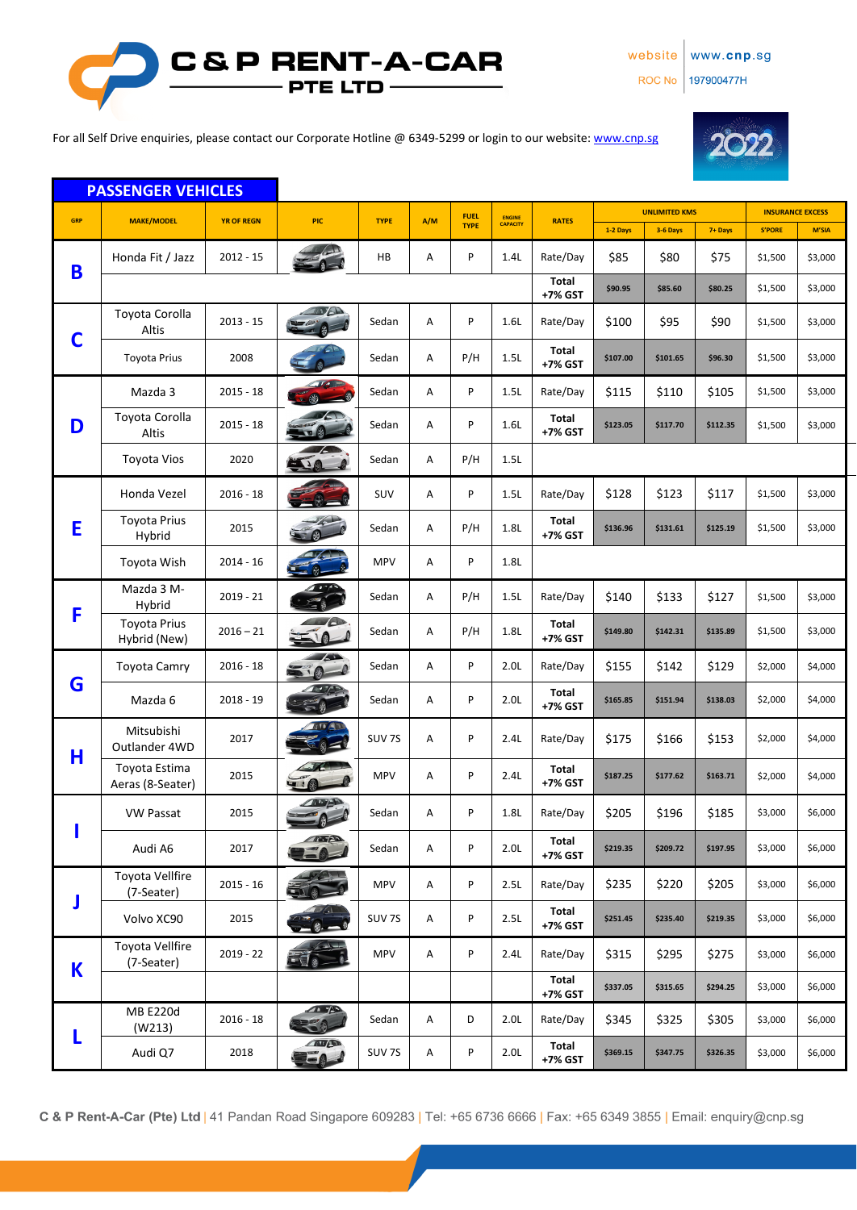# C & P RENT-A-CAR PTE LTD

website | www.cnp.sg
ROC No | 197900477H

For all Self Drive enquiries, please contact our Corporate Hotline @ 6349-5299 or login to our website: www.cnp.sg

## PASSENGER VEHICLES

| GRP | MAKE/MODEL | YR OF REGN | PIC | TYPE | A/M | FUEL TYPE | ENGINE CAPACITY | RATES | UNLIMITED KMS | | | INSURANCE EXCESS | |
|---|---|---|---|---|---|---|---|---|---|---|---|---|---|
| | | | | | | | | | 1-2 Days | 3-6 Days | 7+ Days | S'PORE | M'SIA |
| B | Honda Fit / Jazz | 2012 - 15 | | HB | A | P | 1.4L | Rate/Day | $85 | $80 | $75 | $1,500 | $3,000 |
| | | | | | | | | Total +7% GST | $90.95 | $85.60 | $80.25 | $1,500 | $3,000 |
| C | Toyota Corolla Altis | 2013 - 15 | | Sedan | A | P | 1.6L | Rate/Day | $100 | $95 | $90 | $1,500 | $3,000 |
| | Toyota Prius | 2008 | | Sedan | A | P/H | 1.5L | Total +7% GST | $107.00 | $101.65 | $96.30 | $1,500 | $3,000 |
| D | Mazda 3 | 2015 - 18 | | Sedan | A | P | 1.5L | Rate/Day | $115 | $110 | $105 | $1,500 | $3,000 |
| | Toyota Corolla Altis | 2015 - 18 | | Sedan | A | P | 1.6L | Total +7% GST | $123.05 | $117.70 | $112.35 | $1,500 | $3,000 |
| | Toyota Vios | 2020 | | Sedan | A | P/H | 1.5L | | | | | | |
| E | Honda Vezel | 2016 - 18 | | SUV | A | P | 1.5L | Rate/Day | $128 | $123 | $117 | $1,500 | $3,000 |
| | Toyota Prius Hybrid | 2015 | | Sedan | A | P/H | 1.8L | Total +7% GST | $136.96 | $131.61 | $125.19 | $1,500 | $3,000 |
| | Toyota Wish | 2014 - 16 | | MPV | A | P | 1.8L | | | | | | |
| F | Mazda 3 M-Hybrid | 2019 - 21 | | Sedan | A | P/H | 1.5L | Rate/Day | $140 | $133 | $127 | $1,500 | $3,000 |
| | Toyota Prius Hybrid (New) | 2016 – 21 | | Sedan | A | P/H | 1.8L | Total +7% GST | $149.80 | $142.31 | $135.89 | $1,500 | $3,000 |
| G | Toyota Camry | 2016 - 18 | | Sedan | A | P | 2.0L | Rate/Day | $155 | $142 | $129 | $2,000 | $4,000 |
| | Mazda 6 | 2018 - 19 | | Sedan | A | P | 2.0L | Total +7% GST | $165.85 | $151.94 | $138.03 | $2,000 | $4,000 |
| H | Mitsubishi Outlander 4WD | 2017 | | SUV 7S | A | P | 2.4L | Rate/Day | $175 | $166 | $153 | $2,000 | $4,000 |
| | Toyota Estima Aeras (8-Seater) | 2015 | | MPV | A | P | 2.4L | Total +7% GST | $187.25 | $177.62 | $163.71 | $2,000 | $4,000 |
| I | VW Passat | 2015 | | Sedan | A | P | 1.8L | Rate/Day | $205 | $196 | $185 | $3,000 | $6,000 |
| | Audi A6 | 2017 | | Sedan | A | P | 2.0L | Total +7% GST | $219.35 | $209.72 | $197.95 | $3,000 | $6,000 |
| J | Toyota Vellfire (7-Seater) | 2015 - 16 | | MPV | A | P | 2.5L | Rate/Day | $235 | $220 | $205 | $3,000 | $6,000 |
| | Volvo XC90 | 2015 | | SUV 7S | A | P | 2.5L | Total +7% GST | $251.45 | $235.40 | $219.35 | $3,000 | $6,000 |
| K | Toyota Vellfire (7-Seater) | 2019 - 22 | | MPV | A | P | 2.4L | Rate/Day | $315 | $295 | $275 | $3,000 | $6,000 |
| | | | | | | | | Total +7% GST | $337.05 | $315.65 | $294.25 | $3,000 | $6,000 |
| L | MB E220d (W213) | 2016 - 18 | | Sedan | A | D | 2.0L | Rate/Day | $345 | $325 | $305 | $3,000 | $6,000 |
| | Audi Q7 | 2018 | | SUV 7S | A | P | 2.0L | Total +7% GST | $369.15 | $347.75 | $326.35 | $3,000 | $6,000 |

**C & P Rent-A-Car (Pte) Ltd** | 41 Pandan Road Singapore 609283 | Tel: +65 6736 6666 | Fax: +65 6349 3855 | Email: enquiry@cnp.sg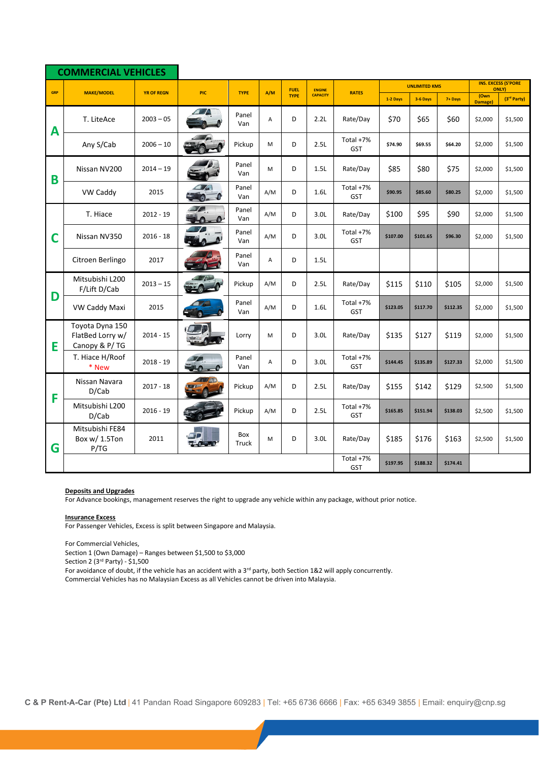## COMMERCIAL VEHICLES

| GRP | MAKE/MODEL | YR OF REGN | PIC | TYPE | A/M | FUEL TYPE | ENGINE CAPACITY | RATES | UNLIMITED KMS | | | INS. EXCESS (S'PORE ONLY) | |
|---|---|---|---|---|---|---|---|---|---|---|---|---|---|
| | | | | | | | | | 1-2 Days | 3-6 Days | 7+ Days | (Own Damage) | (3rd Party) |
| A | T. LiteAce | 2003 – 05 | | Panel Van | A | D | 2.2L | Rate/Day | $70 | $65 | $60 | $2,000 | $1,500 |
| | Any S/Cab | 2006 – 10 | | Pickup | M | D | 2.5L | Total +7% GST | $74.90 | $69.55 | $64.20 | $2,000 | $1,500 |
| B | Nissan NV200 | 2014 – 19 | | Panel Van | M | D | 1.5L | Rate/Day | $85 | $80 | $75 | $2,000 | $1,500 |
| | VW Caddy | 2015 | | Panel Van | A/M | D | 1.6L | Total +7% GST | $90.95 | $85.60 | $80.25 | $2,000 | $1,500 |
| C | T. Hiace | 2012 - 19 | | Panel Van | A/M | D | 3.0L | Rate/Day | $100 | $95 | $90 | $2,000 | $1,500 |
| | Nissan NV350 | 2016 - 18 | | Panel Van | A/M | D | 3.0L | Total +7% GST | $107.00 | $101.65 | $96.30 | $2,000 | $1,500 |
| | Citroen Berlingo | 2017 | | Panel Van | A | D | 1.5L | | | | | | |
| D | Mitsubishi L200 F/Lift D/Cab | 2013 – 15 | | Pickup | A/M | D | 2.5L | Rate/Day | $115 | $110 | $105 | $2,000 | $1,500 |
| | VW Caddy Maxi | 2015 | | Panel Van | A/M | D | 1.6L | Total +7% GST | $123.05 | $117.70 | $112.35 | $2,000 | $1,500 |
| E | Toyota Dyna 150 FlatBed Lorry w/ Canopy & P/ TG | 2014 - 15 | | Lorry | M | D | 3.0L | Rate/Day | $135 | $127 | $119 | $2,000 | $1,500 |
| | T. Hiace H/Roof * New | 2018 - 19 | | Panel Van | A | D | 3.0L | Total +7% GST | $144.45 | $135.89 | $127.33 | $2,000 | $1,500 |
| F | Nissan Navara D/Cab | 2017 - 18 | | Pickup | A/M | D | 2.5L | Rate/Day | $155 | $142 | $129 | $2,500 | $1,500 |
| | Mitsubishi L200 D/Cab | 2016 - 19 | | Pickup | A/M | D | 2.5L | Total +7% GST | $165.85 | $151.94 | $138.03 | $2,500 | $1,500 |
| G | Mitsubishi FE84 Box w/ 1.5Ton P/TG | 2011 | | Box Truck | M | D | 3.0L | Rate/Day | $185 | $176 | $163 | $2,500 | $1,500 |
| | | | | | | | | Total +7% GST | $197.95 | $188.32 | $174.41 | | |

**Deposits and Upgrades**

For Advance bookings, management reserves the right to upgrade any vehicle within any package, without prior notice.

**Insurance Excess**

For Passenger Vehicles, Excess is split between Singapore and Malaysia.

For Commercial Vehicles,
Section 1 (Own Damage) – Ranges between $1,500 to $3,000
Section 2 (3rd Party) - $1,500
For avoidance of doubt, if the vehicle has an accident with a 3rd party, both Section 1&2 will apply concurrently.
Commercial Vehicles has no Malaysian Excess as all Vehicles cannot be driven into Malaysia.

**C & P Rent-A-Car (Pte) Ltd** | 41 Pandan Road Singapore 609283 | Tel: +65 6736 6666 | Fax: +65 6349 3855 | Email: enquiry@cnp.sg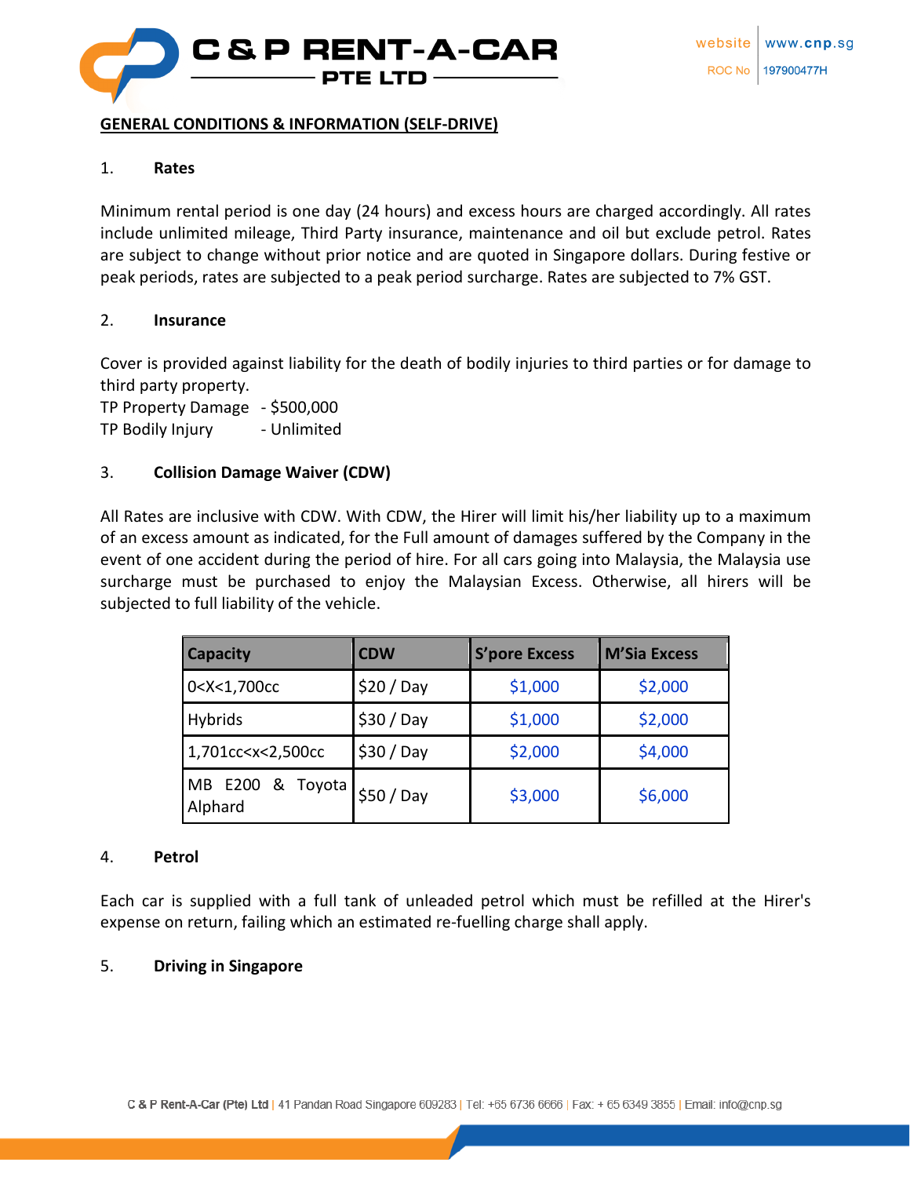## GENERAL CONDITIONS & INFORMATION (SELF-DRIVE)

### 1. Rates

Minimum rental period is one day (24 hours) and excess hours are charged accordingly. All rates include unlimited mileage, Third Party insurance, maintenance and oil but exclude petrol. Rates are subject to change without prior notice and are quoted in Singapore dollars. During festive or peak periods, rates are subjected to a peak period surcharge. Rates are subjected to 7% GST.

### 2. Insurance

Cover is provided against liability for the death of bodily injuries to third parties or for damage to third party property.

TP Property Damage - $500,000
TP Bodily Injury - Unlimited

### 3. Collision Damage Waiver (CDW)

All Rates are inclusive with CDW. With CDW, the Hirer will limit his/her liability up to a maximum of an excess amount as indicated, for the Full amount of damages suffered by the Company in the event of one accident during the period of hire. For all cars going into Malaysia, the Malaysia use surcharge must be purchased to enjoy the Malaysian Excess. Otherwise, all hirers will be subjected to full liability of the vehicle.

| Capacity | CDW | S'pore Excess | M'Sia Excess |
|---|---|---|---|
| 0<X<1,700cc | $20 / Day | $1,000 | $2,000 |
| Hybrids | $30 / Day | $1,000 | $2,000 |
| 1,701cc<x<2,500cc | $30 / Day | $2,000 | $4,000 |
| MB E200 & Toyota Alphard | $50 / Day | $3,000 | $6,000 |

### 4. Petrol

Each car is supplied with a full tank of unleaded petrol which must be refilled at the Hirer's expense on return, failing which an estimated re-fuelling charge shall apply.

### 5. Driving in Singapore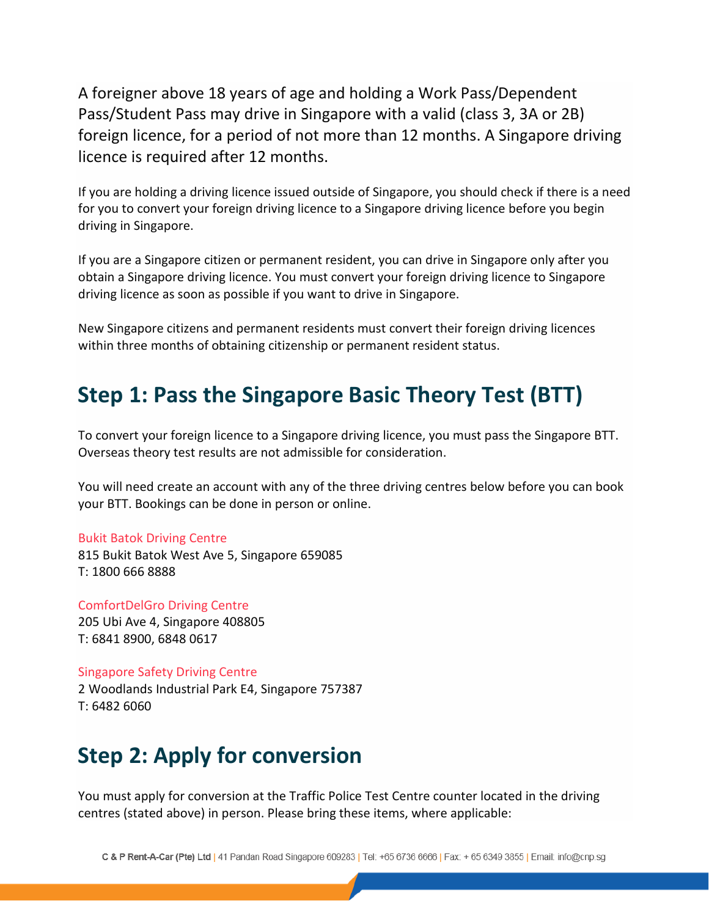A foreigner above 18 years of age and holding a Work Pass/Dependent Pass/Student Pass may drive in Singapore with a valid (class 3, 3A or 2B) foreign licence, for a period of not more than 12 months. A Singapore driving licence is required after 12 months.

If you are holding a driving licence issued outside of Singapore, you should check if there is a need for you to convert your foreign driving licence to a Singapore driving licence before you begin driving in Singapore.

If you are a Singapore citizen or permanent resident, you can drive in Singapore only after you obtain a Singapore driving licence. You must convert your foreign driving licence to Singapore driving licence as soon as possible if you want to drive in Singapore.

New Singapore citizens and permanent residents must convert their foreign driving licences within three months of obtaining citizenship or permanent resident status.

## Step 1: Pass the Singapore Basic Theory Test (BTT)

To convert your foreign licence to a Singapore driving licence, you must pass the Singapore BTT. Overseas theory test results are not admissible for consideration.

You will need create an account with any of the three driving centres below before you can book your BTT. Bookings can be done in person or online.

Bukit Batok Driving Centre
815 Bukit Batok West Ave 5, Singapore 659085
T: 1800 666 8888

ComfortDelGro Driving Centre
205 Ubi Ave 4, Singapore 408805
T: 6841 8900, 6848 0617

Singapore Safety Driving Centre
2 Woodlands Industrial Park E4, Singapore 757387
T: 6482 6060

## Step 2: Apply for conversion

You must apply for conversion at the Traffic Police Test Centre counter located in the driving centres (stated above) in person. Please bring these items, where applicable: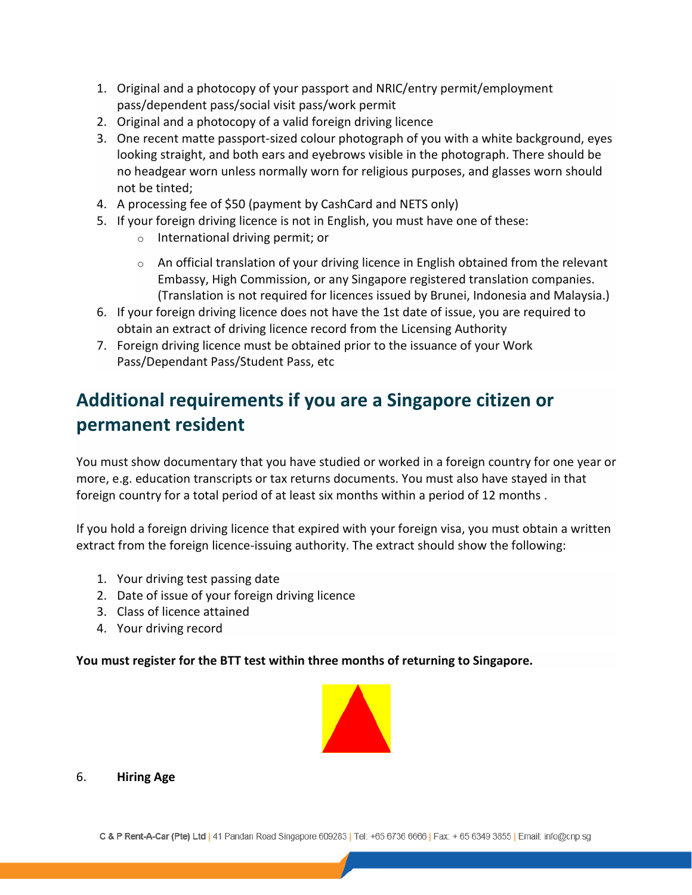1. Original and a photocopy of your passport and NRIC/entry permit/employment pass/dependent pass/social visit pass/work permit
2. Original and a photocopy of a valid foreign driving licence
3. One recent matte passport-sized colour photograph of you with a white background, eyes looking straight, and both ears and eyebrows visible in the photograph. There should be no headgear worn unless normally worn for religious purposes, and glasses worn should not be tinted;
4. A processing fee of $50 (payment by CashCard and NETS only)
5. If your foreign driving licence is not in English, you must have one of these:
   - International driving permit; or
   - An official translation of your driving licence in English obtained from the relevant Embassy, High Commission, or any Singapore registered translation companies. (Translation is not required for licences issued by Brunei, Indonesia and Malaysia.)
6. If your foreign driving licence does not have the 1st date of issue, you are required to obtain an extract of driving licence record from the Licensing Authority
7. Foreign driving licence must be obtained prior to the issuance of your Work Pass/Dependant Pass/Student Pass, etc

## Additional requirements if you are a Singapore citizen or permanent resident

You must show documentary that you have studied or worked in a foreign country for one year or more, e.g. education transcripts or tax returns documents. You must also have stayed in that foreign country for a total period of at least six months within a period of 12 months .

If you hold a foreign driving licence that expired with your foreign visa, you must obtain a written extract from the foreign licence-issuing authority. The extract should show the following:

1. Your driving test passing date
2. Date of issue of your foreign driving licence
3. Class of licence attained
4. Your driving record

**You must register for the BTT test within three months of returning to Singapore.**

6. **Hiring Age**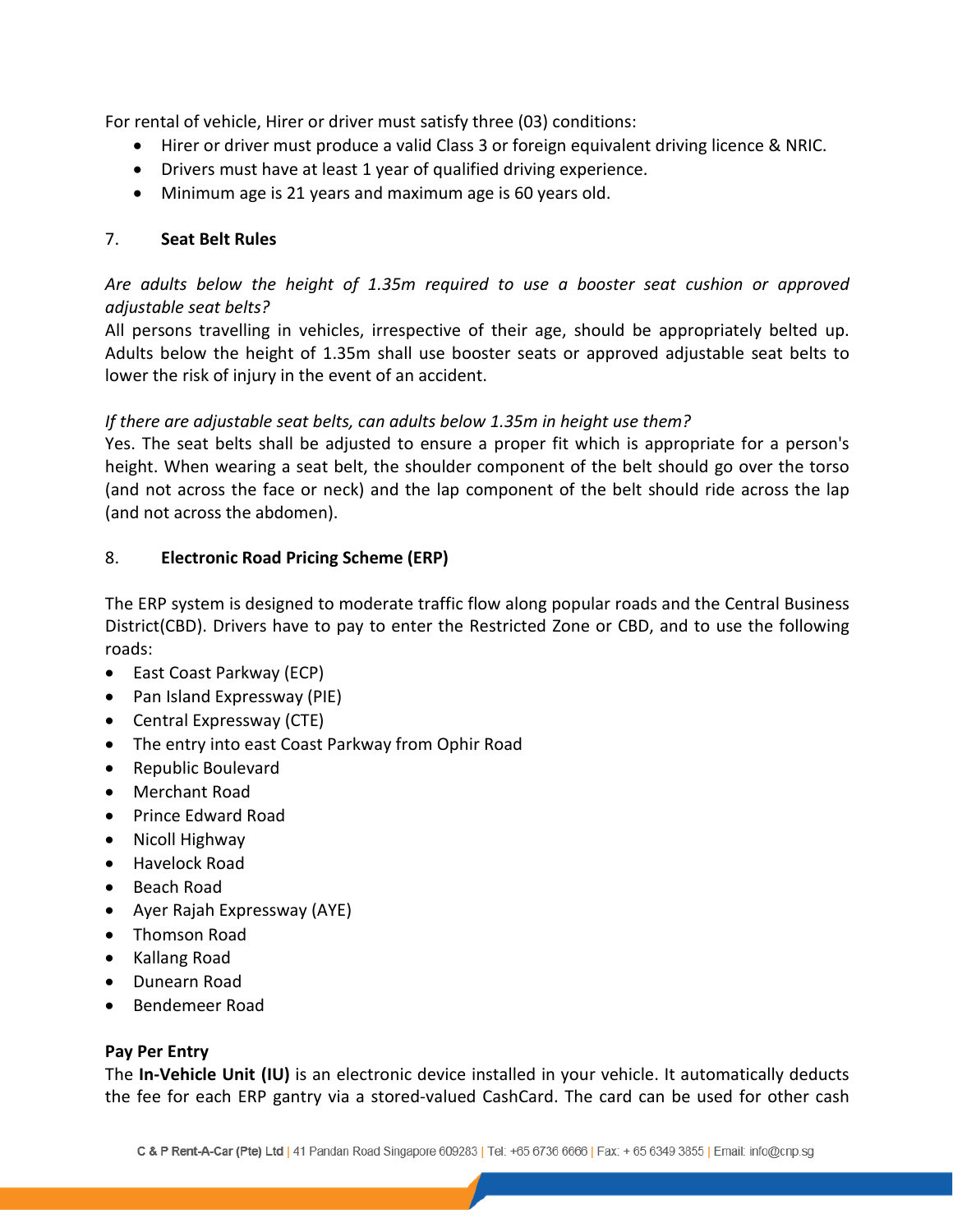For rental of vehicle, Hirer or driver must satisfy three (03) conditions:

- Hirer or driver must produce a valid Class 3 or foreign equivalent driving licence & NRIC.
- Drivers must have at least 1 year of qualified driving experience.
- Minimum age is 21 years and maximum age is 60 years old.

## 7. Seat Belt Rules

*Are adults below the height of 1.35m required to use a booster seat cushion or approved adjustable seat belts?*

All persons travelling in vehicles, irrespective of their age, should be appropriately belted up. Adults below the height of 1.35m shall use booster seats or approved adjustable seat belts to lower the risk of injury in the event of an accident.

*If there are adjustable seat belts, can adults below 1.35m in height use them?*

Yes. The seat belts shall be adjusted to ensure a proper fit which is appropriate for a person's height. When wearing a seat belt, the shoulder component of the belt should go over the torso (and not across the face or neck) and the lap component of the belt should ride across the lap (and not across the abdomen).

## 8. Electronic Road Pricing Scheme (ERP)

The ERP system is designed to moderate traffic flow along popular roads and the Central Business District(CBD). Drivers have to pay to enter the Restricted Zone or CBD, and to use the following roads:

- East Coast Parkway (ECP)
- Pan Island Expressway (PIE)
- Central Expressway (CTE)
- The entry into east Coast Parkway from Ophir Road
- Republic Boulevard
- Merchant Road
- Prince Edward Road
- Nicoll Highway
- Havelock Road
- Beach Road
- Ayer Rajah Expressway (AYE)
- Thomson Road
- Kallang Road
- Dunearn Road
- Bendemeer Road

**Pay Per Entry**

The **In-Vehicle Unit (IU)** is an electronic device installed in your vehicle. It automatically deducts the fee for each ERP gantry via a stored-valued CashCard. The card can be used for other cash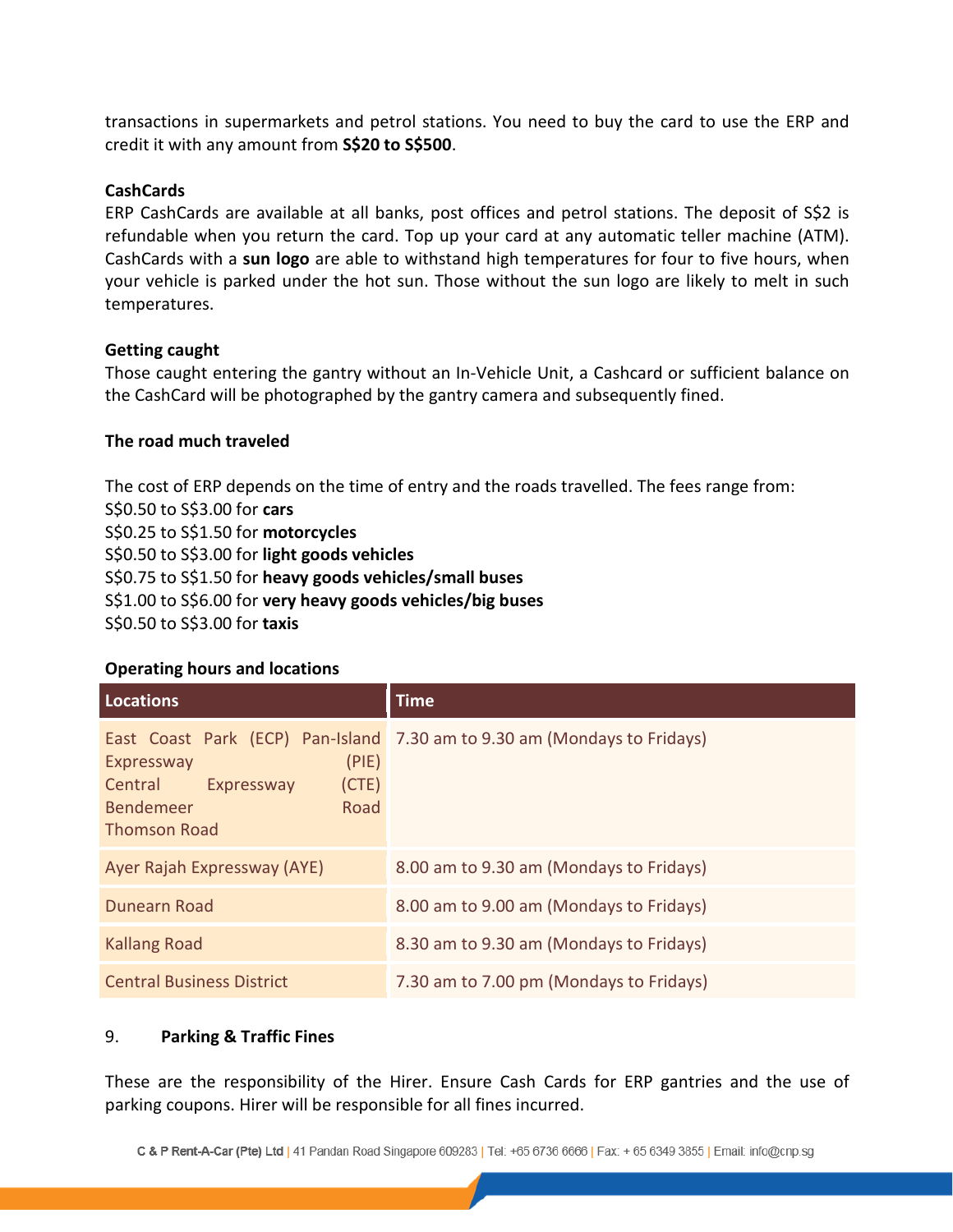transactions in supermarkets and petrol stations. You need to buy the card to use the ERP and credit it with any amount from **S$20 to S$500**.

**CashCards**

ERP CashCards are available at all banks, post offices and petrol stations. The deposit of S$2 is refundable when you return the card. Top up your card at any automatic teller machine (ATM). CashCards with a **sun logo** are able to withstand high temperatures for four to five hours, when your vehicle is parked under the hot sun. Those without the sun logo are likely to melt in such temperatures.

**Getting caught**

Those caught entering the gantry without an In-Vehicle Unit, a Cashcard or sufficient balance on the CashCard will be photographed by the gantry camera and subsequently fined.

**The road much traveled**

The cost of ERP depends on the time of entry and the roads travelled. The fees range from:
S$0.50 to S$3.00 for **cars**
S$0.25 to S$1.50 for **motorcycles**
S$0.50 to S$3.00 for **light goods vehicles**
S$0.75 to S$1.50 for **heavy goods vehicles/small buses**
S$1.00 to S$6.00 for **very heavy goods vehicles/big buses**
S$0.50 to S$3.00 for **taxis**

**Operating hours and locations**

| Locations | Time |
|---|---|
| East Coast Park (ECP) Pan-Island Expressway (PIE) Central Expressway (CTE) Bendemeer Road Thomson Road | 7.30 am to 9.30 am (Mondays to Fridays) |
| Ayer Rajah Expressway (AYE) | 8.00 am to 9.30 am (Mondays to Fridays) |
| Dunearn Road | 8.00 am to 9.00 am (Mondays to Fridays) |
| Kallang Road | 8.30 am to 9.30 am (Mondays to Fridays) |
| Central Business District | 7.30 am to 7.00 pm (Mondays to Fridays) |

## 9. Parking & Traffic Fines

These are the responsibility of the Hirer. Ensure Cash Cards for ERP gantries and the use of parking coupons. Hirer will be responsible for all fines incurred.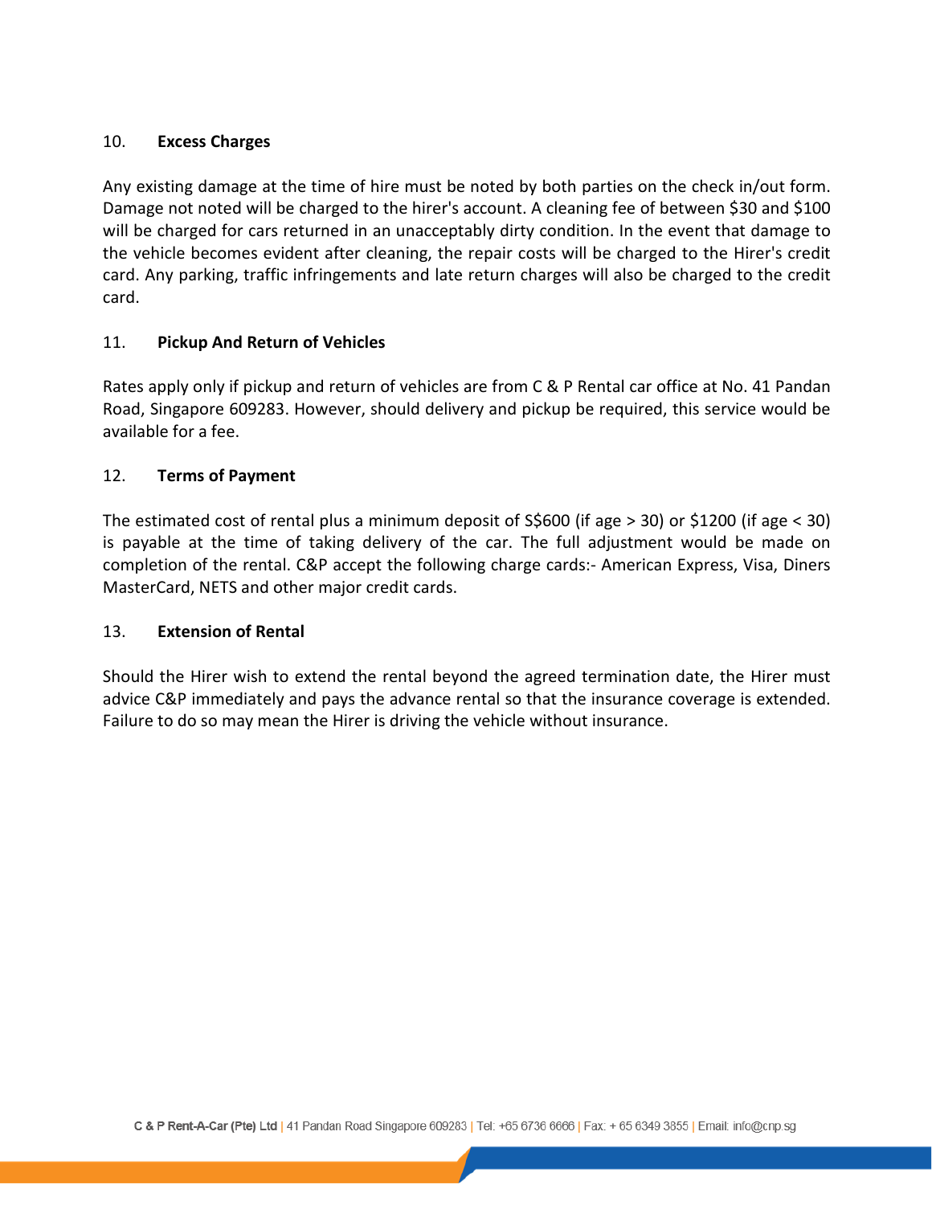## 10. **Excess Charges**

Any existing damage at the time of hire must be noted by both parties on the check in/out form. Damage not noted will be charged to the hirer's account. A cleaning fee of between $30 and $100 will be charged for cars returned in an unacceptably dirty condition. In the event that damage to the vehicle becomes evident after cleaning, the repair costs will be charged to the Hirer's credit card. Any parking, traffic infringements and late return charges will also be charged to the credit card.

## 11. **Pickup And Return of Vehicles**

Rates apply only if pickup and return of vehicles are from C & P Rental car office at No. 41 Pandan Road, Singapore 609283. However, should delivery and pickup be required, this service would be available for a fee.

## 12. **Terms of Payment**

The estimated cost of rental plus a minimum deposit of S$600 (if age > 30) or $1200 (if age < 30) is payable at the time of taking delivery of the car. The full adjustment would be made on completion of the rental. C&P accept the following charge cards:- American Express, Visa, Diners MasterCard, NETS and other major credit cards.

## 13. **Extension of Rental**

Should the Hirer wish to extend the rental beyond the agreed termination date, the Hirer must advice C&P immediately and pays the advance rental so that the insurance coverage is extended. Failure to do so may mean the Hirer is driving the vehicle without insurance.